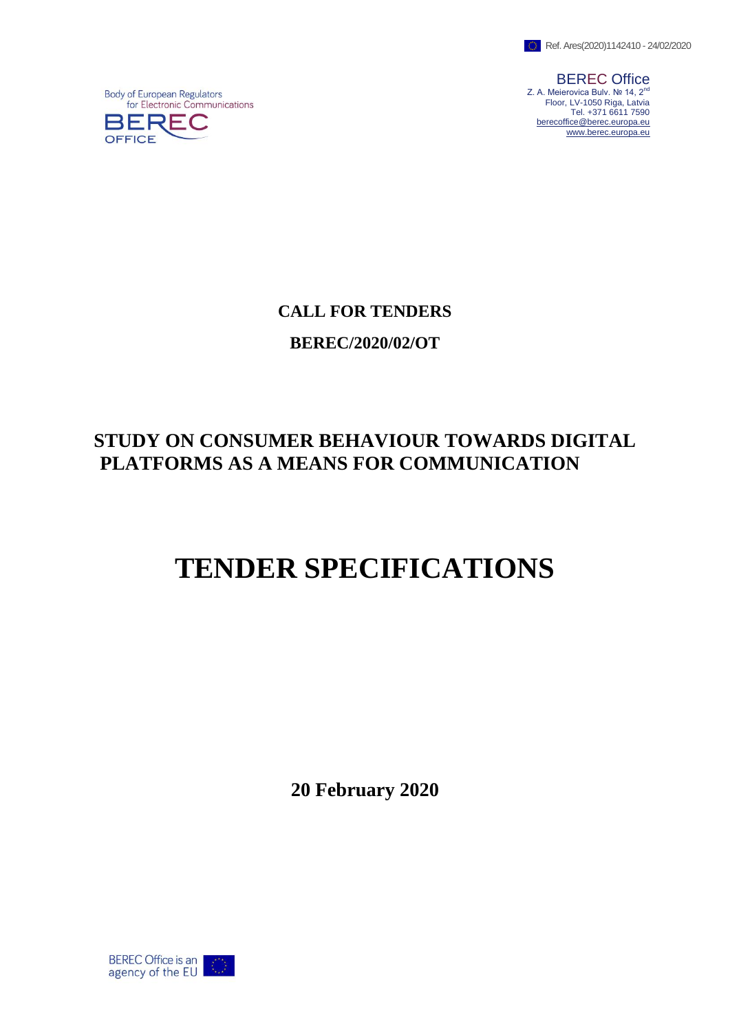Ref. Ares(2020)1142410 - 24/02/2020

Body of European Regulators for Electronic Communications

BEREC OFFICE

BEREC Office
Z. A. Meierovica Bulv. № 14, 2[nd] Floor, LV-1050 Riga, Latvia
Tel. +371 6611 7590
berecoffice@berec.europa.eu
www.berec.europa.eu

**CALL FOR TENDERS**

**BEREC/2020/02/OT**

## STUDY ON CONSUMER BEHAVIOUR TOWARDS DIGITAL PLATFORMS AS A MEANS FOR COMMUNICATION

# TENDER SPECIFICATIONS

**20 February 2020**

BEREC Office is an agency of the EU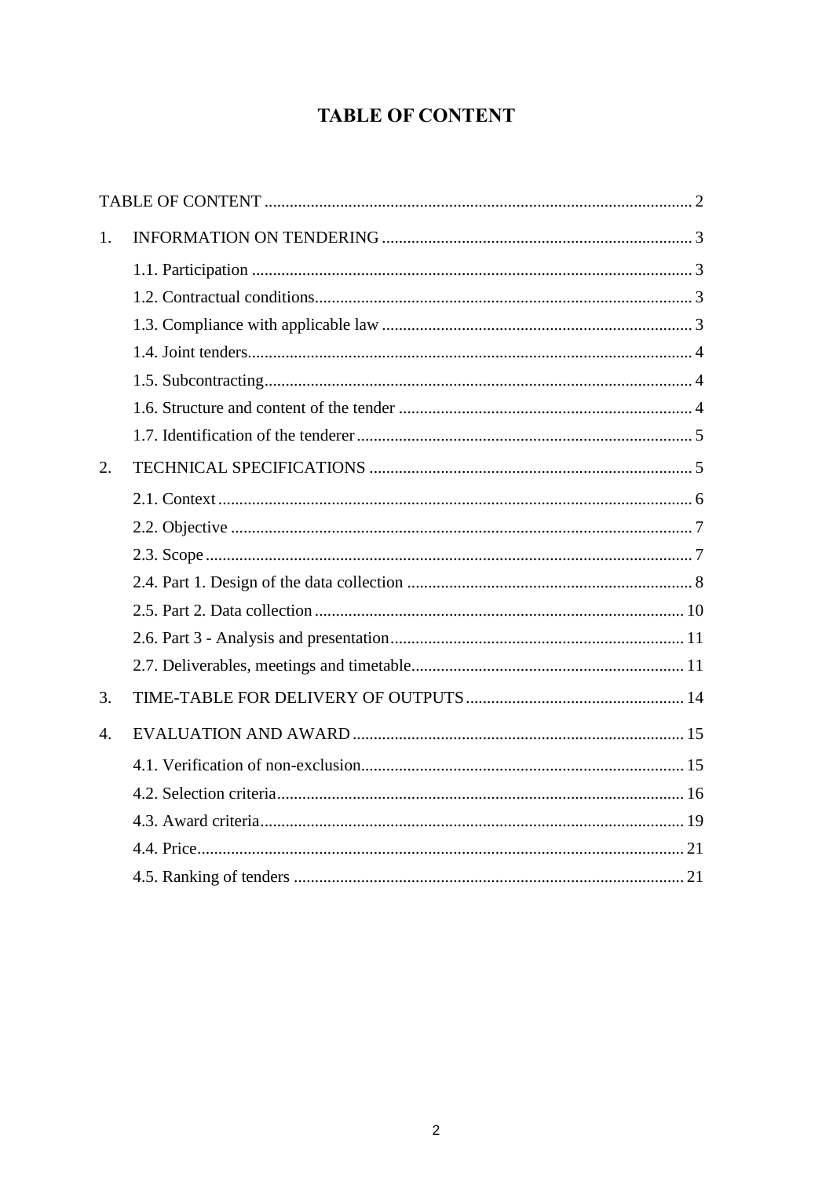# TABLE OF CONTENT

TABLE OF CONTENT ..................................................................................................... 2

1. INFORMATION ON TENDERING ......................................................................... 3
   - 1.1. Participation ........................................................................................................ 3
   - 1.2. Contractual conditions......................................................................................... 3
   - 1.3. Compliance with applicable law ......................................................................... 3
   - 1.4. Joint tenders......................................................................................................... 4
   - 1.5. Subcontracting..................................................................................................... 4
   - 1.6. Structure and content of the tender ..................................................................... 4
   - 1.7. Identification of the tenderer ............................................................................... 5
2. TECHNICAL SPECIFICATIONS ............................................................................ 5
   - 2.1. Context ................................................................................................................ 6
   - 2.2. Objective ............................................................................................................. 7
   - 2.3. Scope ................................................................................................................... 7
   - 2.4. Part 1. Design of the data collection ................................................................... 8
   - 2.5. Part 2. Data collection ........................................................................................ 10
   - 2.6. Part 3 - Analysis and presentation...................................................................... 11
   - 2.7. Deliverables, meetings and timetable................................................................. 11
3. TIME-TABLE FOR DELIVERY OF OUTPUTS .................................................... 14
4. EVALUATION AND AWARD ............................................................................... 15
   - 4.1. Verification of non-exclusion............................................................................. 15
   - 4.2. Selection criteria................................................................................................. 16
   - 4.3. Award criteria..................................................................................................... 19
   - 4.4. Price.................................................................................................................... 21
   - 4.5. Ranking of tenders ............................................................................................. 21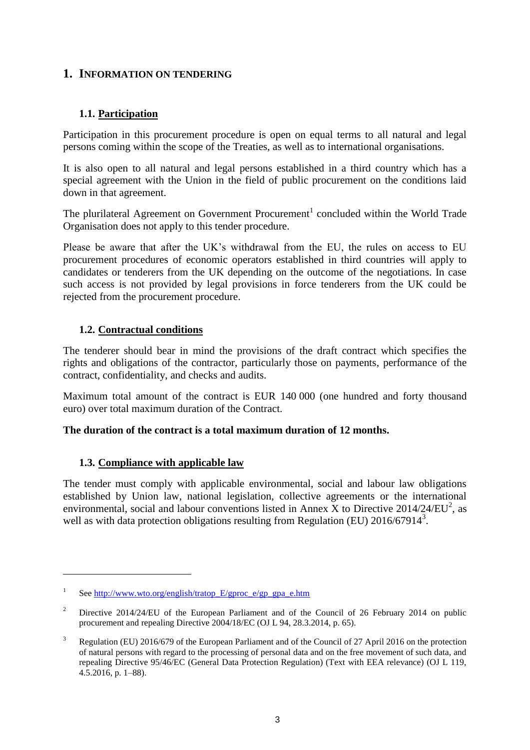# 1. INFORMATION ON TENDERING

## 1.1. Participation

Participation in this procurement procedure is open on equal terms to all natural and legal persons coming within the scope of the Treaties, as well as to international organisations.

It is also open to all natural and legal persons established in a third country which has a special agreement with the Union in the field of public procurement on the conditions laid down in that agreement.

The plurilateral Agreement on Government Procurement[1] concluded within the World Trade Organisation does not apply to this tender procedure.

Please be aware that after the UK's withdrawal from the EU, the rules on access to EU procurement procedures of economic operators established in third countries will apply to candidates or tenderers from the UK depending on the outcome of the negotiations. In case such access is not provided by legal provisions in force tenderers from the UK could be rejected from the procurement procedure.

## 1.2. Contractual conditions

The tenderer should bear in mind the provisions of the draft contract which specifies the rights and obligations of the contractor, particularly those on payments, performance of the contract, confidentiality, and checks and audits.

Maximum total amount of the contract is EUR 140 000 (one hundred and forty thousand euro) over total maximum duration of the Contract.

**The duration of the contract is a total maximum duration of 12 months.**

## 1.3. Compliance with applicable law

The tender must comply with applicable environmental, social and labour law obligations established by Union law, national legislation, collective agreements or the international environmental, social and labour conventions listed in Annex X to Directive 2014/24/EU[2], as well as with data protection obligations resulting from Regulation (EU) 2016/67914[3].

---

[1] See http://www.wto.org/english/tratop_E/gproc_e/gp_gpa_e.htm

[2] Directive 2014/24/EU of the European Parliament and of the Council of 26 February 2014 on public procurement and repealing Directive 2004/18/EC (OJ L 94, 28.3.2014, p. 65).

[3] Regulation (EU) 2016/679 of the European Parliament and of the Council of 27 April 2016 on the protection of natural persons with regard to the processing of personal data and on the free movement of such data, and repealing Directive 95/46/EC (General Data Protection Regulation) (Text with EEA relevance) (OJ L 119, 4.5.2016, p. 1–88).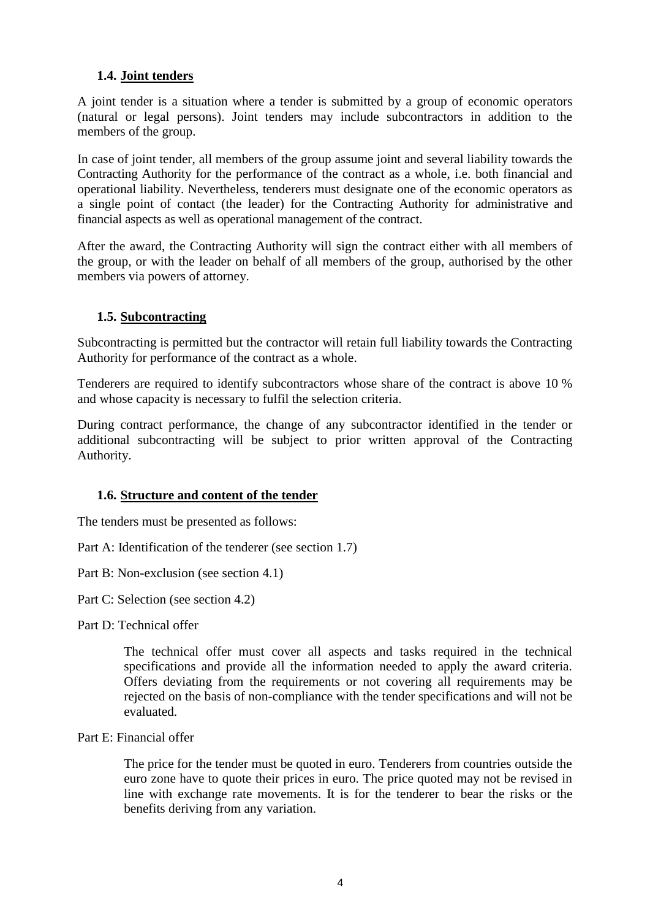### 1.4. Joint tenders

A joint tender is a situation where a tender is submitted by a group of economic operators (natural or legal persons). Joint tenders may include subcontractors in addition to the members of the group.

In case of joint tender, all members of the group assume joint and several liability towards the Contracting Authority for the performance of the contract as a whole, i.e. both financial and operational liability. Nevertheless, tenderers must designate one of the economic operators as a single point of contact (the leader) for the Contracting Authority for administrative and financial aspects as well as operational management of the contract.

After the award, the Contracting Authority will sign the contract either with all members of the group, or with the leader on behalf of all members of the group, authorised by the other members via powers of attorney.

### 1.5. Subcontracting

Subcontracting is permitted but the contractor will retain full liability towards the Contracting Authority for performance of the contract as a whole.

Tenderers are required to identify subcontractors whose share of the contract is above 10 % and whose capacity is necessary to fulfil the selection criteria.

During contract performance, the change of any subcontractor identified in the tender or additional subcontracting will be subject to prior written approval of the Contracting Authority.

### 1.6. Structure and content of the tender

The tenders must be presented as follows:

Part A: Identification of the tenderer (see section 1.7)

Part B: Non-exclusion (see section 4.1)

Part C: Selection (see section 4.2)

Part D: Technical offer

> The technical offer must cover all aspects and tasks required in the technical specifications and provide all the information needed to apply the award criteria. Offers deviating from the requirements or not covering all requirements may be rejected on the basis of non-compliance with the tender specifications and will not be evaluated.

Part E: Financial offer

> The price for the tender must be quoted in euro. Tenderers from countries outside the euro zone have to quote their prices in euro. The price quoted may not be revised in line with exchange rate movements. It is for the tenderer to bear the risks or the benefits deriving from any variation.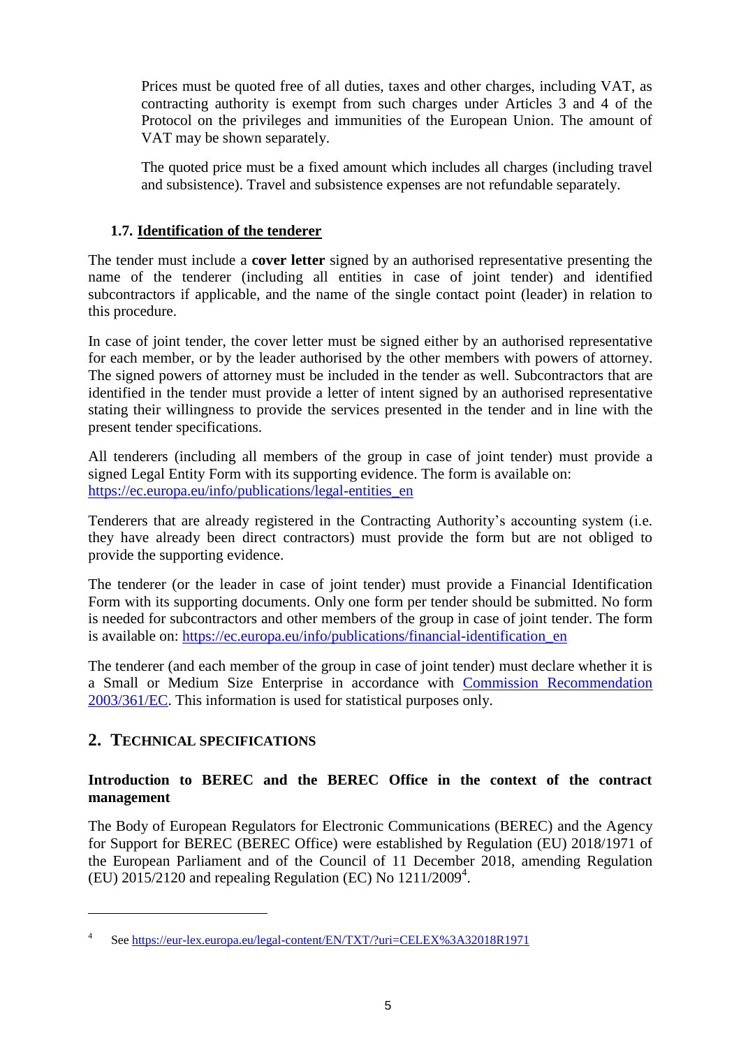Prices must be quoted free of all duties, taxes and other charges, including VAT, as contracting authority is exempt from such charges under Articles 3 and 4 of the Protocol on the privileges and immunities of the European Union. The amount of VAT may be shown separately.

The quoted price must be a fixed amount which includes all charges (including travel and subsistence). Travel and subsistence expenses are not refundable separately.

### 1.7. Identification of the tenderer

The tender must include a **cover letter** signed by an authorised representative presenting the name of the tenderer (including all entities in case of joint tender) and identified subcontractors if applicable, and the name of the single contact point (leader) in relation to this procedure.

In case of joint tender, the cover letter must be signed either by an authorised representative for each member, or by the leader authorised by the other members with powers of attorney. The signed powers of attorney must be included in the tender as well. Subcontractors that are identified in the tender must provide a letter of intent signed by an authorised representative stating their willingness to provide the services presented in the tender and in line with the present tender specifications.

All tenderers (including all members of the group in case of joint tender) must provide a signed Legal Entity Form with its supporting evidence. The form is available on: https://ec.europa.eu/info/publications/legal-entities_en

Tenderers that are already registered in the Contracting Authority's accounting system (i.e. they have already been direct contractors) must provide the form but are not obliged to provide the supporting evidence.

The tenderer (or the leader in case of joint tender) must provide a Financial Identification Form with its supporting documents. Only one form per tender should be submitted. No form is needed for subcontractors and other members of the group in case of joint tender. The form is available on: https://ec.europa.eu/info/publications/financial-identification_en

The tenderer (and each member of the group in case of joint tender) must declare whether it is a Small or Medium Size Enterprise in accordance with Commission Recommendation 2003/361/EC. This information is used for statistical purposes only.

## 2. Technical specifications

**Introduction to BEREC and the BEREC Office in the context of the contract management**

The Body of European Regulators for Electronic Communications (BEREC) and the Agency for Support for BEREC (BEREC Office) were established by Regulation (EU) 2018/1971 of the European Parliament and of the Council of 11 December 2018, amending Regulation (EU) 2015/2120 and repealing Regulation (EC) No 1211/2009[4].

[4] See https://eur-lex.europa.eu/legal-content/EN/TXT/?uri=CELEX%3A32018R1971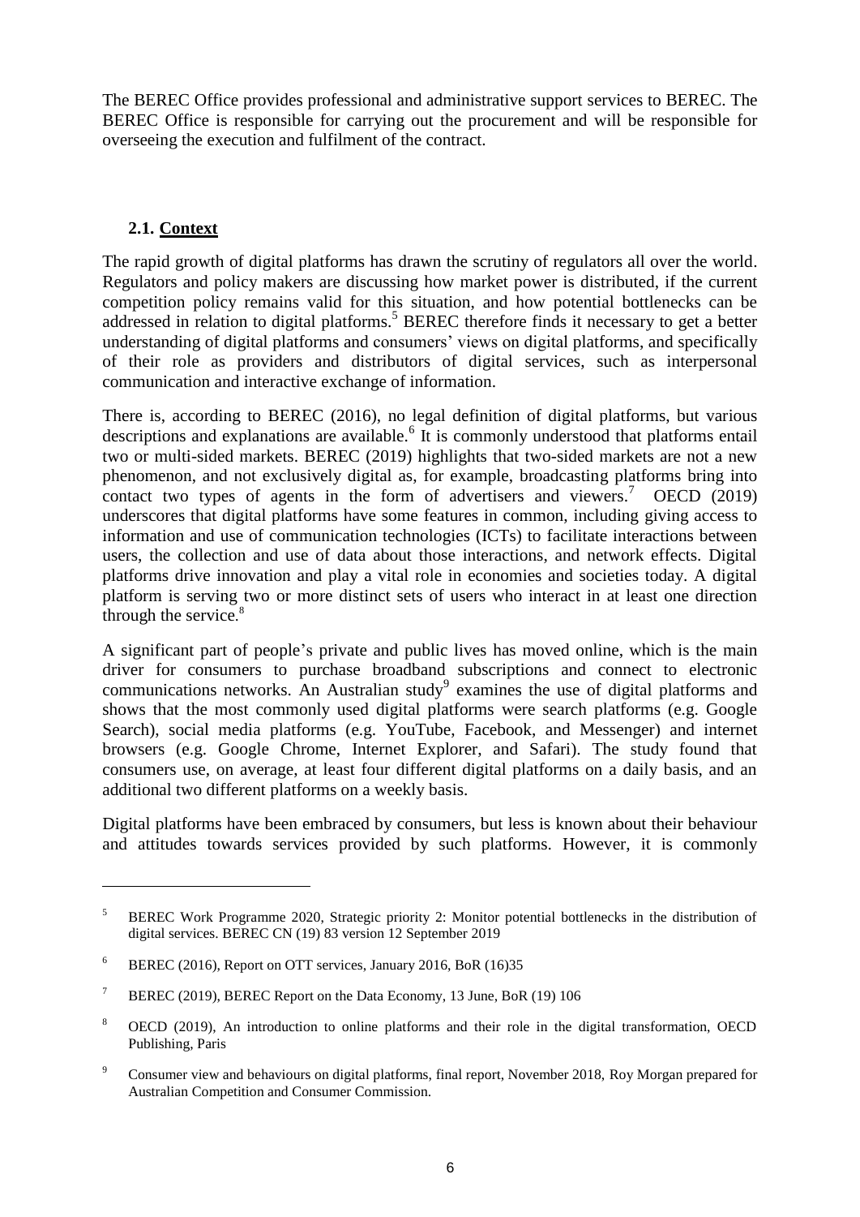The BEREC Office provides professional and administrative support services to BEREC. The BEREC Office is responsible for carrying out the procurement and will be responsible for overseeing the execution and fulfilment of the contract.

## 2.1. Context

The rapid growth of digital platforms has drawn the scrutiny of regulators all over the world. Regulators and policy makers are discussing how market power is distributed, if the current competition policy remains valid for this situation, and how potential bottlenecks can be addressed in relation to digital platforms.[5] BEREC therefore finds it necessary to get a better understanding of digital platforms and consumers' views on digital platforms, and specifically of their role as providers and distributors of digital services, such as interpersonal communication and interactive exchange of information.

There is, according to BEREC (2016), no legal definition of digital platforms, but various descriptions and explanations are available.[6] It is commonly understood that platforms entail two or multi-sided markets. BEREC (2019) highlights that two-sided markets are not a new phenomenon, and not exclusively digital as, for example, broadcasting platforms bring into contact two types of agents in the form of advertisers and viewers.[7] OECD (2019) underscores that digital platforms have some features in common, including giving access to information and use of communication technologies (ICTs) to facilitate interactions between users, the collection and use of data about those interactions, and network effects. Digital platforms drive innovation and play a vital role in economies and societies today. A digital platform is serving two or more distinct sets of users who interact in at least one direction through the service.[8]

A significant part of people's private and public lives has moved online, which is the main driver for consumers to purchase broadband subscriptions and connect to electronic communications networks. An Australian study[9] examines the use of digital platforms and shows that the most commonly used digital platforms were search platforms (e.g. Google Search), social media platforms (e.g. YouTube, Facebook, and Messenger) and internet browsers (e.g. Google Chrome, Internet Explorer, and Safari). The study found that consumers use, on average, at least four different digital platforms on a daily basis, and an additional two different platforms on a weekly basis.

Digital platforms have been embraced by consumers, but less is known about their behaviour and attitudes towards services provided by such platforms. However, it is commonly

---

[5] BEREC Work Programme 2020, Strategic priority 2: Monitor potential bottlenecks in the distribution of digital services. BEREC CN (19) 83 version 12 September 2019

[6] BEREC (2016), Report on OTT services, January 2016, BoR (16)35

[7] BEREC (2019), BEREC Report on the Data Economy, 13 June, BoR (19) 106

[8] OECD (2019), An introduction to online platforms and their role in the digital transformation, OECD Publishing, Paris

[9] Consumer view and behaviours on digital platforms, final report, November 2018, Roy Morgan prepared for Australian Competition and Consumer Commission.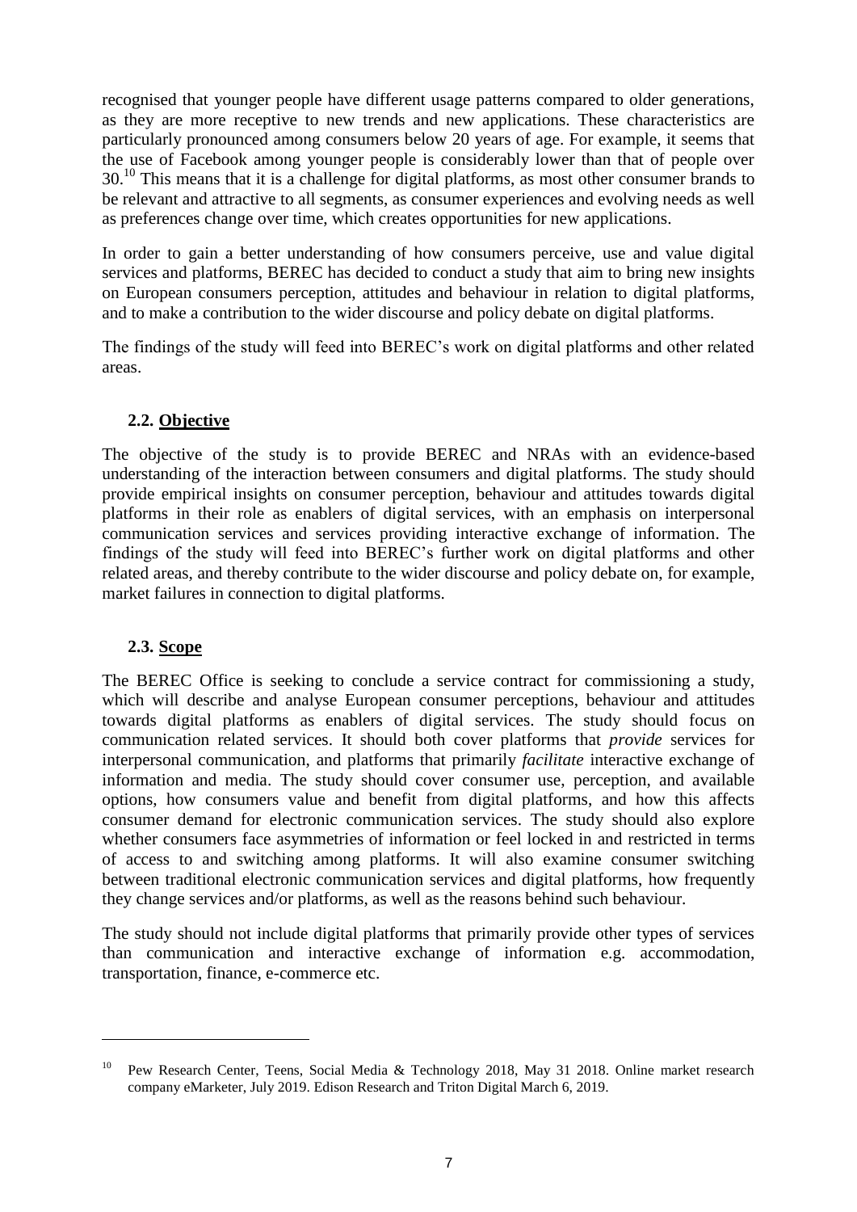recognised that younger people have different usage patterns compared to older generations, as they are more receptive to new trends and new applications. These characteristics are particularly pronounced among consumers below 20 years of age. For example, it seems that the use of Facebook among younger people is considerably lower than that of people over 30.[10] This means that it is a challenge for digital platforms, as most other consumer brands to be relevant and attractive to all segments, as consumer experiences and evolving needs as well as preferences change over time, which creates opportunities for new applications.

In order to gain a better understanding of how consumers perceive, use and value digital services and platforms, BEREC has decided to conduct a study that aim to bring new insights on European consumers perception, attitudes and behaviour in relation to digital platforms, and to make a contribution to the wider discourse and policy debate on digital platforms.

The findings of the study will feed into BEREC's work on digital platforms and other related areas.

### 2.2. Objective

The objective of the study is to provide BEREC and NRAs with an evidence-based understanding of the interaction between consumers and digital platforms. The study should provide empirical insights on consumer perception, behaviour and attitudes towards digital platforms in their role as enablers of digital services, with an emphasis on interpersonal communication services and services providing interactive exchange of information. The findings of the study will feed into BEREC's further work on digital platforms and other related areas, and thereby contribute to the wider discourse and policy debate on, for example, market failures in connection to digital platforms.

### 2.3. Scope

The BEREC Office is seeking to conclude a service contract for commissioning a study, which will describe and analyse European consumer perceptions, behaviour and attitudes towards digital platforms as enablers of digital services. The study should focus on communication related services. It should both cover platforms that *provide* services for interpersonal communication, and platforms that primarily *facilitate* interactive exchange of information and media. The study should cover consumer use, perception, and available options, how consumers value and benefit from digital platforms, and how this affects consumer demand for electronic communication services. The study should also explore whether consumers face asymmetries of information or feel locked in and restricted in terms of access to and switching among platforms. It will also examine consumer switching between traditional electronic communication services and digital platforms, how frequently they change services and/or platforms, as well as the reasons behind such behaviour.

The study should not include digital platforms that primarily provide other types of services than communication and interactive exchange of information e.g. accommodation, transportation, finance, e-commerce etc.

---

[10] Pew Research Center, Teens, Social Media & Technology 2018, May 31 2018. Online market research company eMarketer, July 2019. Edison Research and Triton Digital March 6, 2019.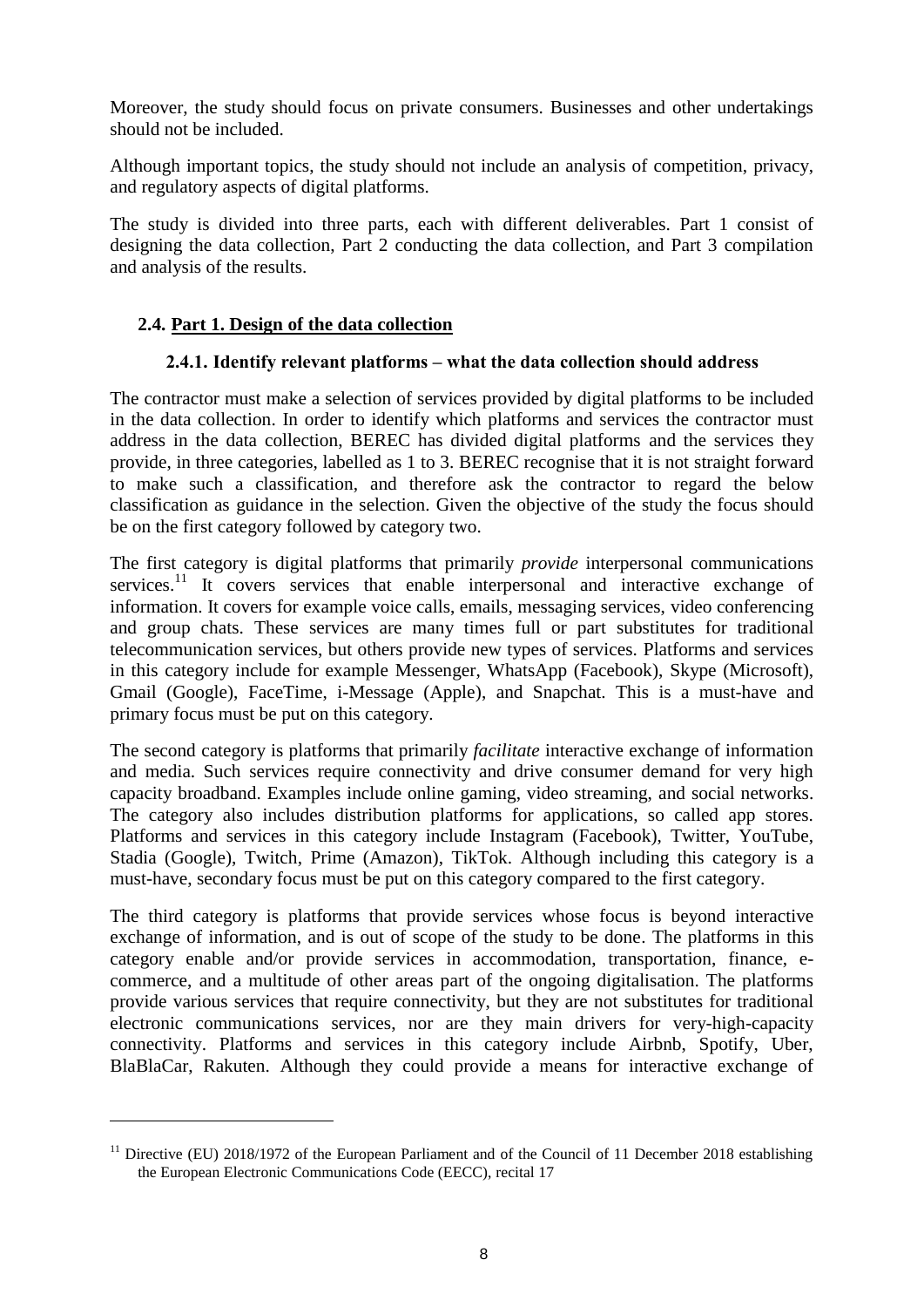Moreover, the study should focus on private consumers. Businesses and other undertakings should not be included.

Although important topics, the study should not include an analysis of competition, privacy, and regulatory aspects of digital platforms.

The study is divided into three parts, each with different deliverables. Part 1 consist of designing the data collection, Part 2 conducting the data collection, and Part 3 compilation and analysis of the results.

## 2.4. Part 1. Design of the data collection

### 2.4.1. Identify relevant platforms – what the data collection should address

The contractor must make a selection of services provided by digital platforms to be included in the data collection. In order to identify which platforms and services the contractor must address in the data collection, BEREC has divided digital platforms and the services they provide, in three categories, labelled as 1 to 3. BEREC recognise that it is not straight forward to make such a classification, and therefore ask the contractor to regard the below classification as guidance in the selection. Given the objective of the study the focus should be on the first category followed by category two.

The first category is digital platforms that primarily *provide* interpersonal communications services.[11] It covers services that enable interpersonal and interactive exchange of information. It covers for example voice calls, emails, messaging services, video conferencing and group chats. These services are many times full or part substitutes for traditional telecommunication services, but others provide new types of services. Platforms and services in this category include for example Messenger, WhatsApp (Facebook), Skype (Microsoft), Gmail (Google), FaceTime, i-Message (Apple), and Snapchat. This is a must-have and primary focus must be put on this category.

The second category is platforms that primarily *facilitate* interactive exchange of information and media. Such services require connectivity and drive consumer demand for very high capacity broadband. Examples include online gaming, video streaming, and social networks. The category also includes distribution platforms for applications, so called app stores. Platforms and services in this category include Instagram (Facebook), Twitter, YouTube, Stadia (Google), Twitch, Prime (Amazon), TikTok. Although including this category is a must-have, secondary focus must be put on this category compared to the first category.

The third category is platforms that provide services whose focus is beyond interactive exchange of information, and is out of scope of the study to be done. The platforms in this category enable and/or provide services in accommodation, transportation, finance, e-commerce, and a multitude of other areas part of the ongoing digitalisation. The platforms provide various services that require connectivity, but they are not substitutes for traditional electronic communications services, nor are they main drivers for very-high-capacity connectivity. Platforms and services in this category include Airbnb, Spotify, Uber, BlaBlaCar, Rakuten. Although they could provide a means for interactive exchange of

---

[11] Directive (EU) 2018/1972 of the European Parliament and of the Council of 11 December 2018 establishing the European Electronic Communications Code (EECC), recital 17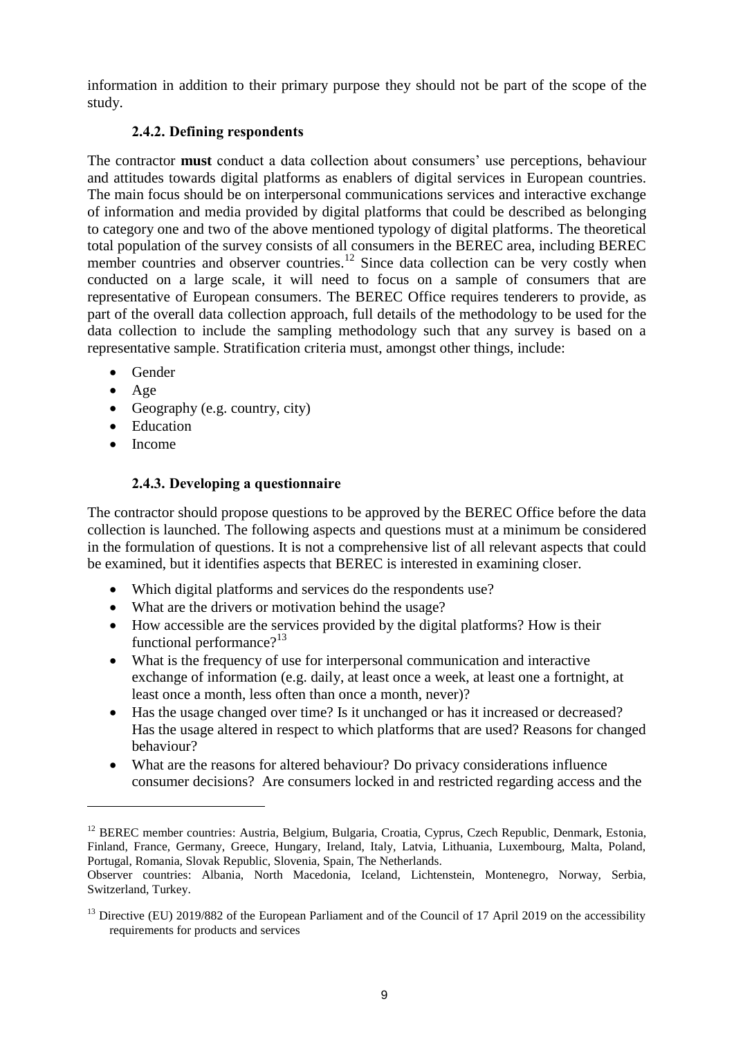information in addition to their primary purpose they should not be part of the scope of the study.

#### 2.4.2. Defining respondents

The contractor **must** conduct a data collection about consumers' use perceptions, behaviour and attitudes towards digital platforms as enablers of digital services in European countries. The main focus should be on interpersonal communications services and interactive exchange of information and media provided by digital platforms that could be described as belonging to category one and two of the above mentioned typology of digital platforms. The theoretical total population of the survey consists of all consumers in the BEREC area, including BEREC member countries and observer countries.[12] Since data collection can be very costly when conducted on a large scale, it will need to focus on a sample of consumers that are representative of European consumers. The BEREC Office requires tenderers to provide, as part of the overall data collection approach, full details of the methodology to be used for the data collection to include the sampling methodology such that any survey is based on a representative sample. Stratification criteria must, amongst other things, include:

- Gender
- Age
- Geography (e.g. country, city)
- Education
- Income

#### 2.4.3. Developing a questionnaire

The contractor should propose questions to be approved by the BEREC Office before the data collection is launched. The following aspects and questions must at a minimum be considered in the formulation of questions. It is not a comprehensive list of all relevant aspects that could be examined, but it identifies aspects that BEREC is interested in examining closer.

- Which digital platforms and services do the respondents use?
- What are the drivers or motivation behind the usage?
- How accessible are the services provided by the digital platforms? How is their functional performance?[13]
- What is the frequency of use for interpersonal communication and interactive exchange of information (e.g. daily, at least once a week, at least one a fortnight, at least once a month, less often than once a month, never)?
- Has the usage changed over time? Is it unchanged or has it increased or decreased? Has the usage altered in respect to which platforms that are used? Reasons for changed behaviour?
- What are the reasons for altered behaviour? Do privacy considerations influence consumer decisions? Are consumers locked in and restricted regarding access and the

---

[12] BEREC member countries: Austria, Belgium, Bulgaria, Croatia, Cyprus, Czech Republic, Denmark, Estonia, Finland, France, Germany, Greece, Hungary, Ireland, Italy, Latvia, Lithuania, Luxembourg, Malta, Poland, Portugal, Romania, Slovak Republic, Slovenia, Spain, The Netherlands.
Observer countries: Albania, North Macedonia, Iceland, Lichtenstein, Montenegro, Norway, Serbia, Switzerland, Turkey.

[13] Directive (EU) 2019/882 of the European Parliament and of the Council of 17 April 2019 on the accessibility requirements for products and services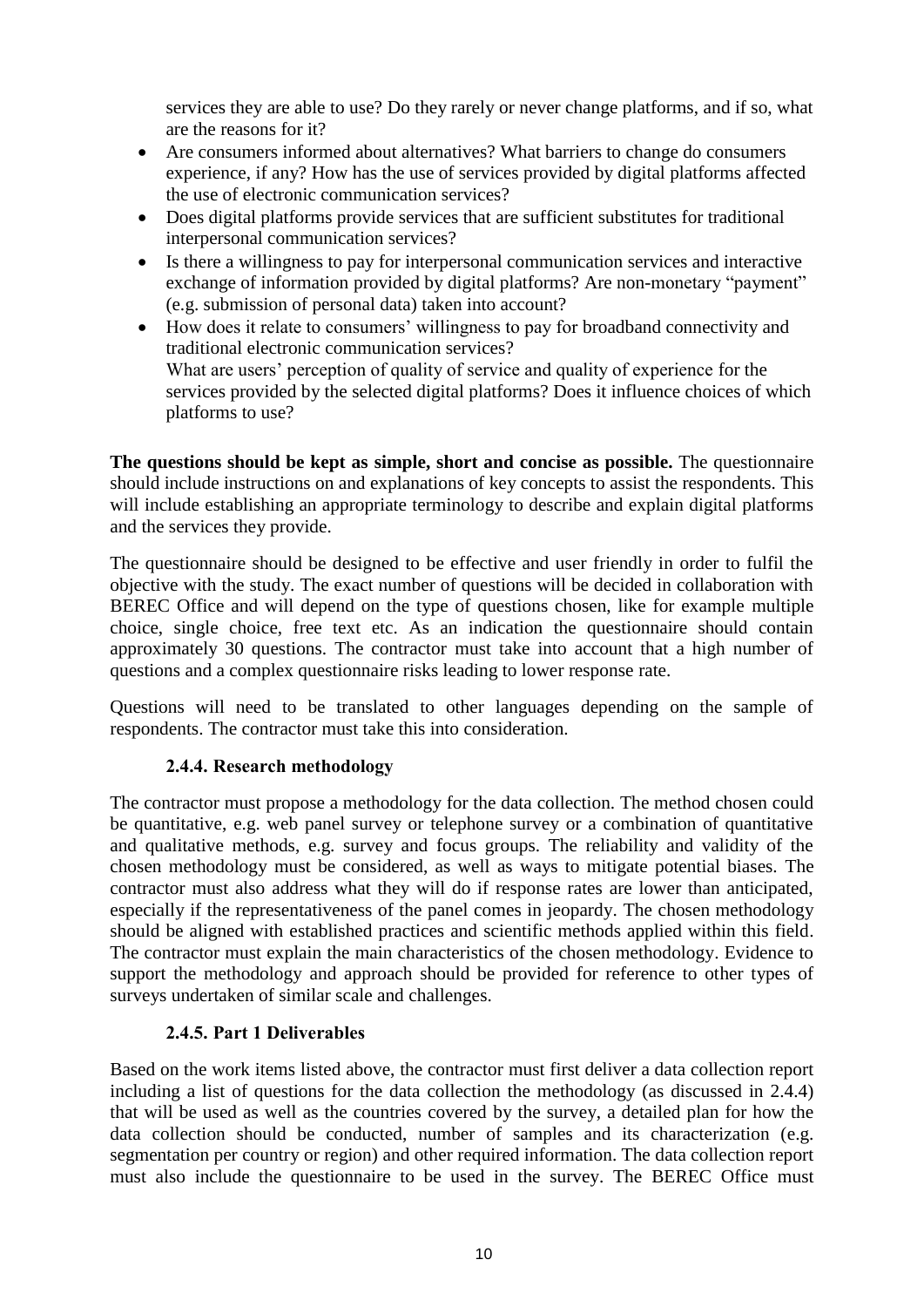services they are able to use? Do they rarely or never change platforms, and if so, what are the reasons for it?

- Are consumers informed about alternatives? What barriers to change do consumers experience, if any? How has the use of services provided by digital platforms affected the use of electronic communication services?
- Does digital platforms provide services that are sufficient substitutes for traditional interpersonal communication services?
- Is there a willingness to pay for interpersonal communication services and interactive exchange of information provided by digital platforms? Are non-monetary "payment" (e.g. submission of personal data) taken into account?
- How does it relate to consumers' willingness to pay for broadband connectivity and traditional electronic communication services?
  What are users' perception of quality of service and quality of experience for the services provided by the selected digital platforms? Does it influence choices of which platforms to use?

**The questions should be kept as simple, short and concise as possible.** The questionnaire should include instructions on and explanations of key concepts to assist the respondents. This will include establishing an appropriate terminology to describe and explain digital platforms and the services they provide.

The questionnaire should be designed to be effective and user friendly in order to fulfil the objective with the study. The exact number of questions will be decided in collaboration with BEREC Office and will depend on the type of questions chosen, like for example multiple choice, single choice, free text etc. As an indication the questionnaire should contain approximately 30 questions. The contractor must take into account that a high number of questions and a complex questionnaire risks leading to lower response rate.

Questions will need to be translated to other languages depending on the sample of respondents. The contractor must take this into consideration.

### 2.4.4. Research methodology

The contractor must propose a methodology for the data collection. The method chosen could be quantitative, e.g. web panel survey or telephone survey or a combination of quantitative and qualitative methods, e.g. survey and focus groups. The reliability and validity of the chosen methodology must be considered, as well as ways to mitigate potential biases. The contractor must also address what they will do if response rates are lower than anticipated, especially if the representativeness of the panel comes in jeopardy. The chosen methodology should be aligned with established practices and scientific methods applied within this field. The contractor must explain the main characteristics of the chosen methodology. Evidence to support the methodology and approach should be provided for reference to other types of surveys undertaken of similar scale and challenges.

### 2.4.5. Part 1 Deliverables

Based on the work items listed above, the contractor must first deliver a data collection report including a list of questions for the data collection the methodology (as discussed in 2.4.4) that will be used as well as the countries covered by the survey, a detailed plan for how the data collection should be conducted, number of samples and its characterization (e.g. segmentation per country or region) and other required information. The data collection report must also include the questionnaire to be used in the survey. The BEREC Office must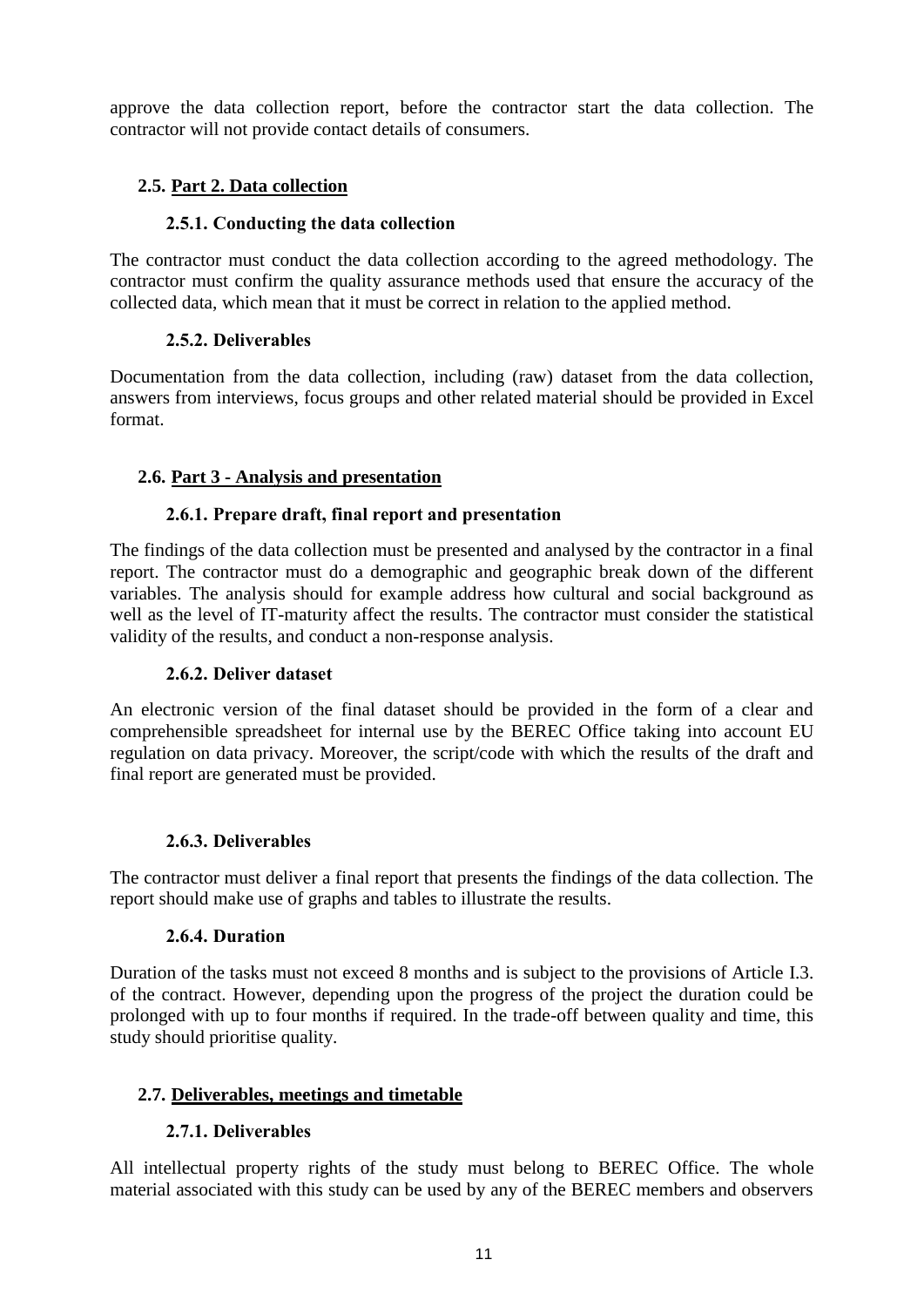approve the data collection report, before the contractor start the data collection. The contractor will not provide contact details of consumers.

## 2.5. Part 2. Data collection

### 2.5.1. Conducting the data collection

The contractor must conduct the data collection according to the agreed methodology. The contractor must confirm the quality assurance methods used that ensure the accuracy of the collected data, which mean that it must be correct in relation to the applied method.

### 2.5.2. Deliverables

Documentation from the data collection, including (raw) dataset from the data collection, answers from interviews, focus groups and other related material should be provided in Excel format.

## 2.6. Part 3 - Analysis and presentation

### 2.6.1. Prepare draft, final report and presentation

The findings of the data collection must be presented and analysed by the contractor in a final report. The contractor must do a demographic and geographic break down of the different variables. The analysis should for example address how cultural and social background as well as the level of IT-maturity affect the results. The contractor must consider the statistical validity of the results, and conduct a non-response analysis.

### 2.6.2. Deliver dataset

An electronic version of the final dataset should be provided in the form of a clear and comprehensible spreadsheet for internal use by the BEREC Office taking into account EU regulation on data privacy. Moreover, the script/code with which the results of the draft and final report are generated must be provided.

### 2.6.3. Deliverables

The contractor must deliver a final report that presents the findings of the data collection. The report should make use of graphs and tables to illustrate the results.

### 2.6.4. Duration

Duration of the tasks must not exceed 8 months and is subject to the provisions of Article I.3. of the contract. However, depending upon the progress of the project the duration could be prolonged with up to four months if required. In the trade-off between quality and time, this study should prioritise quality.

## 2.7. Deliverables, meetings and timetable

### 2.7.1. Deliverables

All intellectual property rights of the study must belong to BEREC Office. The whole material associated with this study can be used by any of the BEREC members and observers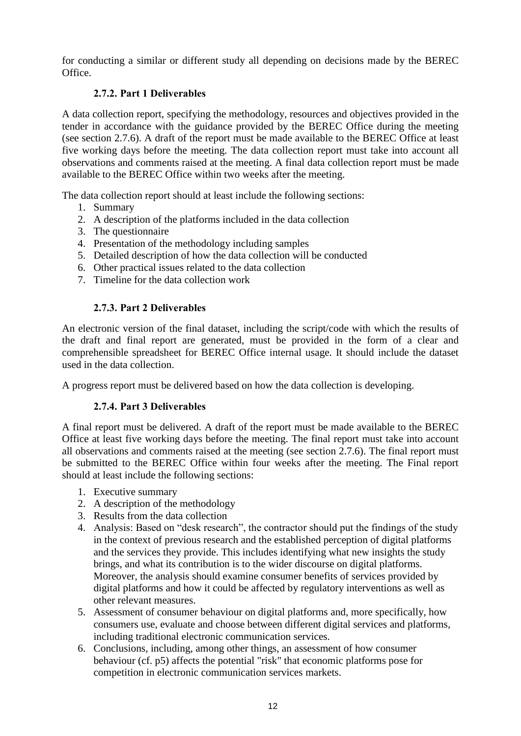for conducting a similar or different study all depending on decisions made by the BEREC Office.

### 2.7.2. Part 1 Deliverables

A data collection report, specifying the methodology, resources and objectives provided in the tender in accordance with the guidance provided by the BEREC Office during the meeting (see section 2.7.6). A draft of the report must be made available to the BEREC Office at least five working days before the meeting. The data collection report must take into account all observations and comments raised at the meeting. A final data collection report must be made available to the BEREC Office within two weeks after the meeting.

The data collection report should at least include the following sections:

1. Summary
2. A description of the platforms included in the data collection
3. The questionnaire
4. Presentation of the methodology including samples
5. Detailed description of how the data collection will be conducted
6. Other practical issues related to the data collection
7. Timeline for the data collection work

### 2.7.3. Part 2 Deliverables

An electronic version of the final dataset, including the script/code with which the results of the draft and final report are generated, must be provided in the form of a clear and comprehensible spreadsheet for BEREC Office internal usage. It should include the dataset used in the data collection.

A progress report must be delivered based on how the data collection is developing.

### 2.7.4. Part 3 Deliverables

A final report must be delivered. A draft of the report must be made available to the BEREC Office at least five working days before the meeting. The final report must take into account all observations and comments raised at the meeting (see section 2.7.6). The final report must be submitted to the BEREC Office within four weeks after the meeting. The Final report should at least include the following sections:

1. Executive summary
2. A description of the methodology
3. Results from the data collection
4. Analysis: Based on "desk research", the contractor should put the findings of the study in the context of previous research and the established perception of digital platforms and the services they provide. This includes identifying what new insights the study brings, and what its contribution is to the wider discourse on digital platforms. Moreover, the analysis should examine consumer benefits of services provided by digital platforms and how it could be affected by regulatory interventions as well as other relevant measures.
5. Assessment of consumer behaviour on digital platforms and, more specifically, how consumers use, evaluate and choose between different digital services and platforms, including traditional electronic communication services.
6. Conclusions, including, among other things, an assessment of how consumer behaviour (cf. p5) affects the potential "risk" that economic platforms pose for competition in electronic communication services markets.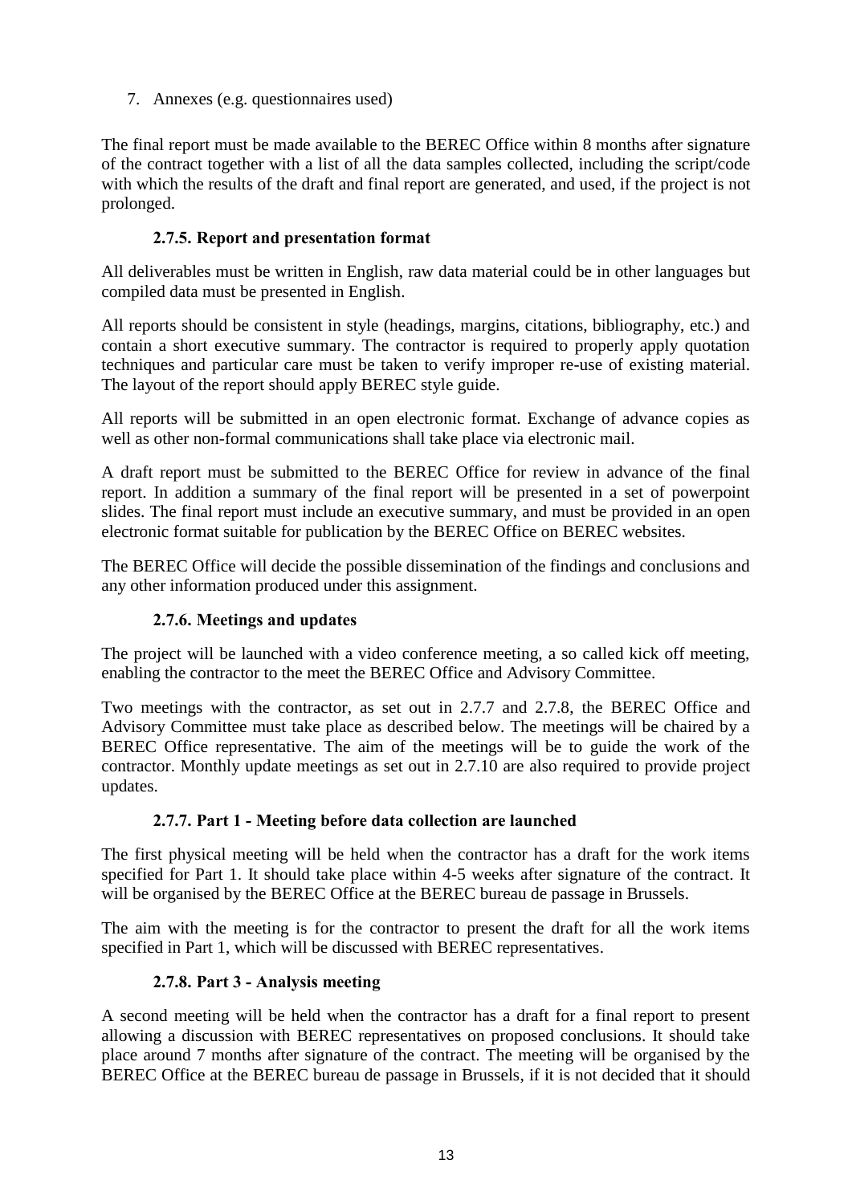7. Annexes (e.g. questionnaires used)

The final report must be made available to the BEREC Office within 8 months after signature of the contract together with a list of all the data samples collected, including the script/code with which the results of the draft and final report are generated, and used, if the project is not prolonged.

#### 2.7.5. Report and presentation format

All deliverables must be written in English, raw data material could be in other languages but compiled data must be presented in English.

All reports should be consistent in style (headings, margins, citations, bibliography, etc.) and contain a short executive summary. The contractor is required to properly apply quotation techniques and particular care must be taken to verify improper re-use of existing material. The layout of the report should apply BEREC style guide.

All reports will be submitted in an open electronic format. Exchange of advance copies as well as other non-formal communications shall take place via electronic mail.

A draft report must be submitted to the BEREC Office for review in advance of the final report. In addition a summary of the final report will be presented in a set of powerpoint slides. The final report must include an executive summary, and must be provided in an open electronic format suitable for publication by the BEREC Office on BEREC websites.

The BEREC Office will decide the possible dissemination of the findings and conclusions and any other information produced under this assignment.

#### 2.7.6. Meetings and updates

The project will be launched with a video conference meeting, a so called kick off meeting, enabling the contractor to the meet the BEREC Office and Advisory Committee.

Two meetings with the contractor, as set out in 2.7.7 and 2.7.8, the BEREC Office and Advisory Committee must take place as described below. The meetings will be chaired by a BEREC Office representative. The aim of the meetings will be to guide the work of the contractor. Monthly update meetings as set out in 2.7.10 are also required to provide project updates.

#### 2.7.7. Part 1 - Meeting before data collection are launched

The first physical meeting will be held when the contractor has a draft for the work items specified for Part 1. It should take place within 4-5 weeks after signature of the contract. It will be organised by the BEREC Office at the BEREC bureau de passage in Brussels.

The aim with the meeting is for the contractor to present the draft for all the work items specified in Part 1, which will be discussed with BEREC representatives.

#### 2.7.8. Part 3 - Analysis meeting

A second meeting will be held when the contractor has a draft for a final report to present allowing a discussion with BEREC representatives on proposed conclusions. It should take place around 7 months after signature of the contract. The meeting will be organised by the BEREC Office at the BEREC bureau de passage in Brussels, if it is not decided that it should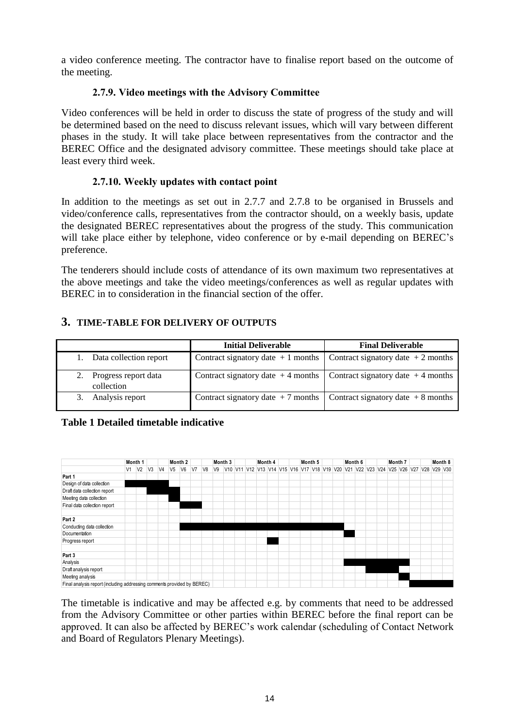a video conference meeting. The contractor have to finalise report based on the outcome of the meeting.

### 2.7.9. Video meetings with the Advisory Committee

Video conferences will be held in order to discuss the state of progress of the study and will be determined based on the need to discuss relevant issues, which will vary between different phases in the study. It will take place between representatives from the contractor and the BEREC Office and the designated advisory committee. These meetings should take place at least every third week.

### 2.7.10. Weekly updates with contact point

In addition to the meetings as set out in 2.7.7 and 2.7.8 to be organised in Brussels and video/conference calls, representatives from the contractor should, on a weekly basis, update the designated BEREC representatives about the progress of the study. This communication will take place either by telephone, video conference or by e-mail depending on BEREC's preference.

The tenderers should include costs of attendance of its own maximum two representatives at the above meetings and take the video meetings/conferences as well as regular updates with BEREC in to consideration in the financial section of the offer.

## 3. TIME-TABLE FOR DELIVERY OF OUTPUTS

| | Initial Deliverable | Final Deliverable |
|---|---|---|
| 1. Data collection report | Contract signatory date + 1 months | Contract signatory date + 2 months |
| 2. Progress report data collection | Contract signatory date + 4 months | Contract signatory date + 4 months |
| 3. Analysis report | Contract signatory date + 7 months | Contract signatory date + 8 months |

**Table 1 Detailed timetable indicative**

| | Month 1 | | | | Month 2 | | | | Month 3 | | | | Month 4 | | | | Month 5 | | | | Month 6 | | | | Month 7 | | | | Month 8 | |
|---|---|---|---|---|---|---|---|---|---|---|---|---|---|---|---|---|---|---|---|---|---|---|---|---|---|---|---|---|---|---|
| | V1 | V2 | V3 | V4 | V5 | V6 | V7 | V8 | V9 | V10 | V11 | V12 | V13 | V14 | V15 | V16 | V17 | V18 | V19 | V20 | V21 | V22 | V23 | V24 | V25 | V26 | V27 | V28 | V29 | V30 |
| **Part 1** | | | | | | | | | | | | | | | | | | | | | | | | | | | | | | |
| Design of data collection | X | X | X | X | | | | | | | | | | | | | | | | | | | | | | | | | | |
| Draft data collection report | | | X | X | | | | | | | | | | | | | | | | | | | | | | | | | | |
| Meeting data collection | | | | | X | | | | | | | | | | | | | | | | | | | | | | | | | |
| Final data collection report | | | | | | X | X | | | | | | | | | | | | | | | | | | | | | | | |
| **Part 2** | | | | | | | | | | | | | | | | | | | | | | | | | | | | | | |
| Conducting data collection | | | | | | X | X | X | X | X | X | X | X | X | X | X | X | X | X | X | | | | | | | | | | |
| Documentation | | | | | | | | | | | | | | | | | | | | | X | | | | | | | | | |
| Progress report | | | | | | | | | | | | | | X | | | | | | | | | | | | | | | | |
| **Part 3** | | | | | | | | | | | | | | | | | | | | | | | | | | | | | | |
| Analysis | | | | | | | | | | | | | | | | | | | | | X | X | X | X | X | X | | | | |
| Draft analysis report | | | | | | | | | | | | | | | | | | | | | | | X | X | X | | | | | |
| Meeting analysis | | | | | | | | | | | | | | | | | | | | | | | | | | X | | | | |
| Final analysis report (including addressing comments provided by BEREC) | | | | | | | | | | | | | | | | | | | | | | | | | | | X | X | X | X |

The timetable is indicative and may be affected e.g. by comments that need to be addressed from the Advisory Committee or other parties within BEREC before the final report can be approved. It can also be affected by BEREC's work calendar (scheduling of Contact Network and Board of Regulators Plenary Meetings).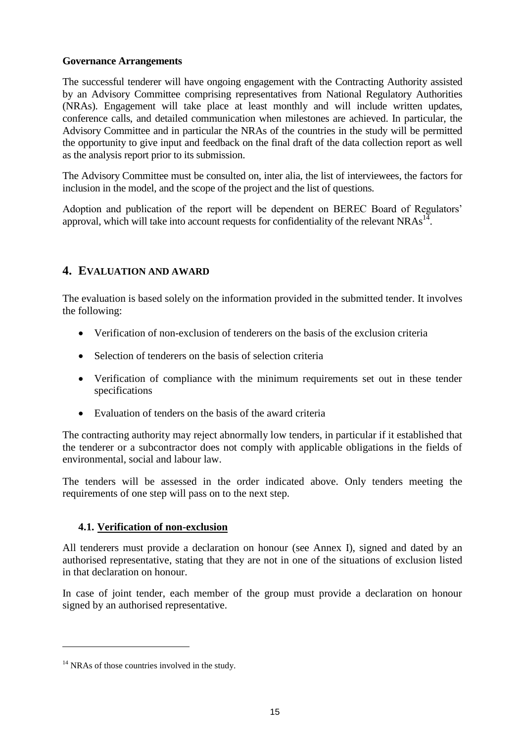**Governance Arrangements**

The successful tenderer will have ongoing engagement with the Contracting Authority assisted by an Advisory Committee comprising representatives from National Regulatory Authorities (NRAs). Engagement will take place at least monthly and will include written updates, conference calls, and detailed communication when milestones are achieved. In particular, the Advisory Committee and in particular the NRAs of the countries in the study will be permitted the opportunity to give input and feedback on the final draft of the data collection report as well as the analysis report prior to its submission.

The Advisory Committee must be consulted on, inter alia, the list of interviewees, the factors for inclusion in the model, and the scope of the project and the list of questions.

Adoption and publication of the report will be dependent on BEREC Board of Regulators' approval, which will take into account requests for confidentiality of the relevant NRAs[14].

## 4. EVALUATION AND AWARD

The evaluation is based solely on the information provided in the submitted tender. It involves the following:

- Verification of non-exclusion of tenderers on the basis of the exclusion criteria
- Selection of tenderers on the basis of selection criteria
- Verification of compliance with the minimum requirements set out in these tender specifications
- Evaluation of tenders on the basis of the award criteria

The contracting authority may reject abnormally low tenders, in particular if it established that the tenderer or a subcontractor does not comply with applicable obligations in the fields of environmental, social and labour law.

The tenders will be assessed in the order indicated above. Only tenders meeting the requirements of one step will pass on to the next step.

### 4.1. Verification of non-exclusion

All tenderers must provide a declaration on honour (see Annex I), signed and dated by an authorised representative, stating that they are not in one of the situations of exclusion listed in that declaration on honour.

In case of joint tender, each member of the group must provide a declaration on honour signed by an authorised representative.

[14] NRAs of those countries involved in the study.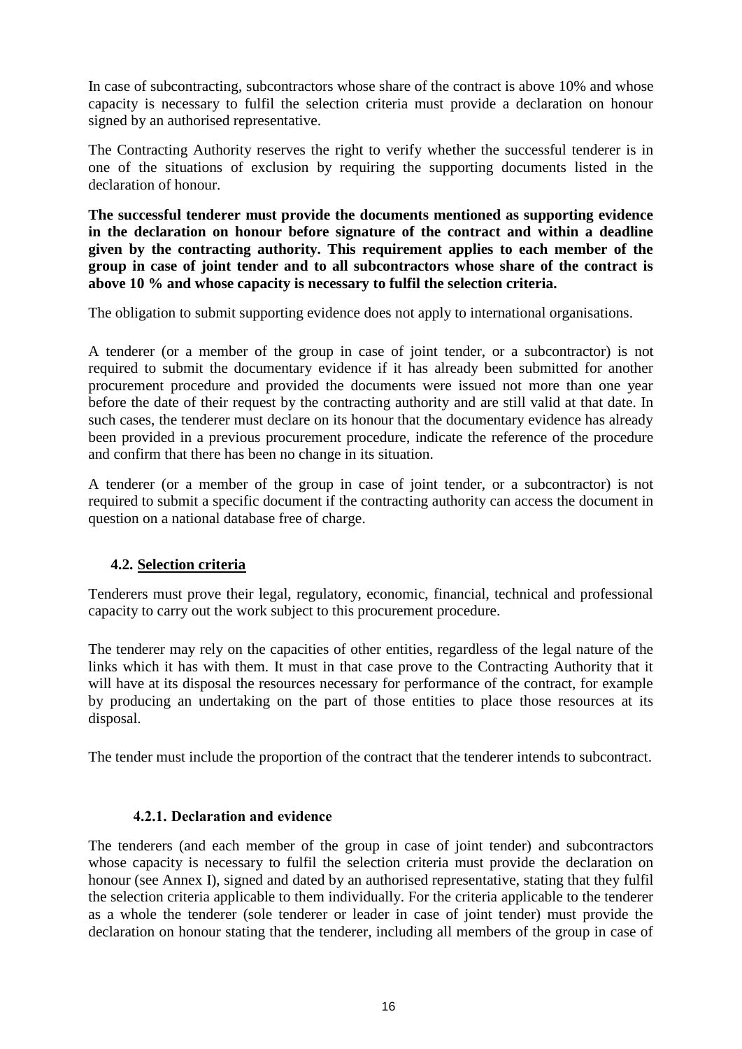In case of subcontracting, subcontractors whose share of the contract is above 10% and whose capacity is necessary to fulfil the selection criteria must provide a declaration on honour signed by an authorised representative.

The Contracting Authority reserves the right to verify whether the successful tenderer is in one of the situations of exclusion by requiring the supporting documents listed in the declaration of honour.

**The successful tenderer must provide the documents mentioned as supporting evidence in the declaration on honour before signature of the contract and within a deadline given by the contracting authority. This requirement applies to each member of the group in case of joint tender and to all subcontractors whose share of the contract is above 10 % and whose capacity is necessary to fulfil the selection criteria.**

The obligation to submit supporting evidence does not apply to international organisations.

A tenderer (or a member of the group in case of joint tender, or a subcontractor) is not required to submit the documentary evidence if it has already been submitted for another procurement procedure and provided the documents were issued not more than one year before the date of their request by the contracting authority and are still valid at that date. In such cases, the tenderer must declare on its honour that the documentary evidence has already been provided in a previous procurement procedure, indicate the reference of the procedure and confirm that there has been no change in its situation.

A tenderer (or a member of the group in case of joint tender, or a subcontractor) is not required to submit a specific document if the contracting authority can access the document in question on a national database free of charge.

## 4.2. Selection criteria

Tenderers must prove their legal, regulatory, economic, financial, technical and professional capacity to carry out the work subject to this procurement procedure.

The tenderer may rely on the capacities of other entities, regardless of the legal nature of the links which it has with them. It must in that case prove to the Contracting Authority that it will have at its disposal the resources necessary for performance of the contract, for example by producing an undertaking on the part of those entities to place those resources at its disposal.

The tender must include the proportion of the contract that the tenderer intends to subcontract.

### 4.2.1. Declaration and evidence

The tenderers (and each member of the group in case of joint tender) and subcontractors whose capacity is necessary to fulfil the selection criteria must provide the declaration on honour (see Annex I), signed and dated by an authorised representative, stating that they fulfil the selection criteria applicable to them individually. For the criteria applicable to the tenderer as a whole the tenderer (sole tenderer or leader in case of joint tender) must provide the declaration on honour stating that the tenderer, including all members of the group in case of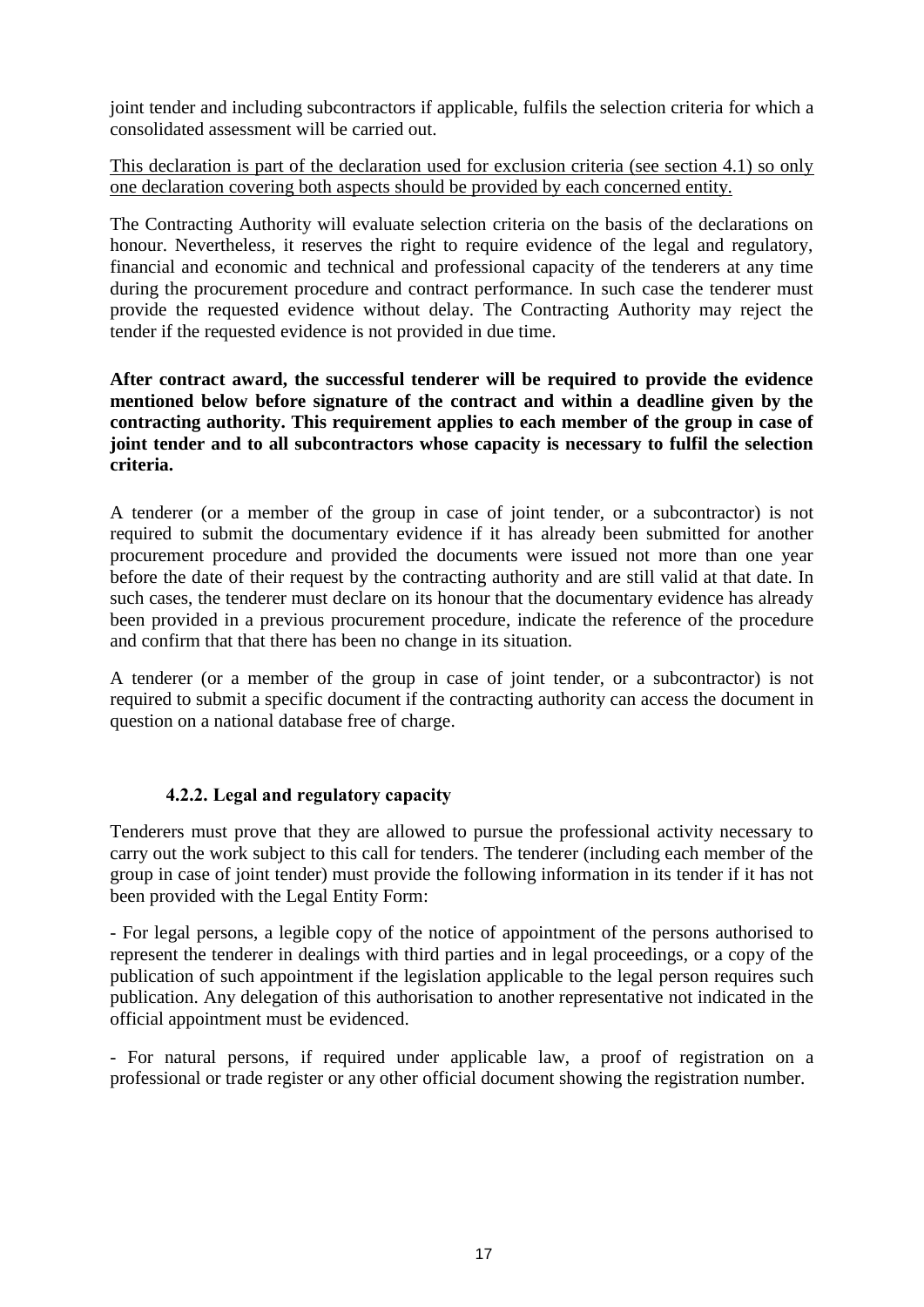joint tender and including subcontractors if applicable, fulfils the selection criteria for which a consolidated assessment will be carried out.

<u>This declaration is part of the declaration used for exclusion criteria (see section 4.1) so only one declaration covering both aspects should be provided by each concerned entity.</u>

The Contracting Authority will evaluate selection criteria on the basis of the declarations on honour. Nevertheless, it reserves the right to require evidence of the legal and regulatory, financial and economic and technical and professional capacity of the tenderers at any time during the procurement procedure and contract performance. In such case the tenderer must provide the requested evidence without delay. The Contracting Authority may reject the tender if the requested evidence is not provided in due time.

**After contract award, the successful tenderer will be required to provide the evidence mentioned below before signature of the contract and within a deadline given by the contracting authority. This requirement applies to each member of the group in case of joint tender and to all subcontractors whose capacity is necessary to fulfil the selection criteria.**

A tenderer (or a member of the group in case of joint tender, or a subcontractor) is not required to submit the documentary evidence if it has already been submitted for another procurement procedure and provided the documents were issued not more than one year before the date of their request by the contracting authority and are still valid at that date. In such cases, the tenderer must declare on its honour that the documentary evidence has already been provided in a previous procurement procedure, indicate the reference of the procedure and confirm that that there has been no change in its situation.

A tenderer (or a member of the group in case of joint tender, or a subcontractor) is not required to submit a specific document if the contracting authority can access the document in question on a national database free of charge.

### 4.2.2. Legal and regulatory capacity

Tenderers must prove that they are allowed to pursue the professional activity necessary to carry out the work subject to this call for tenders. The tenderer (including each member of the group in case of joint tender) must provide the following information in its tender if it has not been provided with the Legal Entity Form:

- For legal persons, a legible copy of the notice of appointment of the persons authorised to represent the tenderer in dealings with third parties and in legal proceedings, or a copy of the publication of such appointment if the legislation applicable to the legal person requires such publication. Any delegation of this authorisation to another representative not indicated in the official appointment must be evidenced.

- For natural persons, if required under applicable law, a proof of registration on a professional or trade register or any other official document showing the registration number.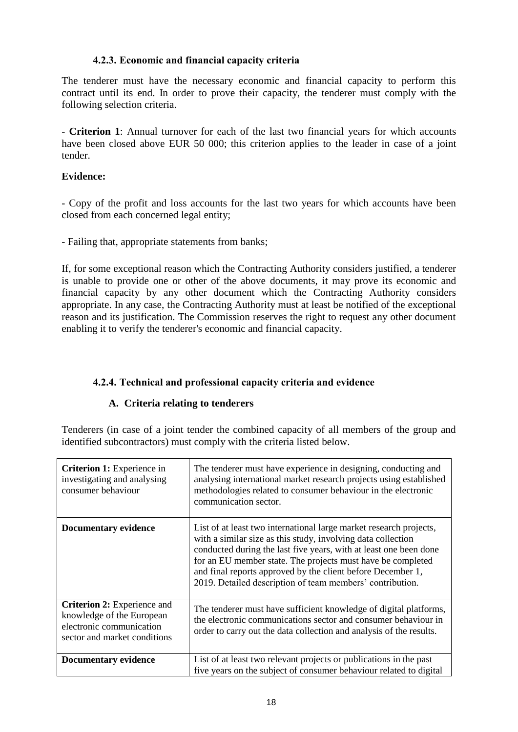#### 4.2.3. Economic and financial capacity criteria

The tenderer must have the necessary economic and financial capacity to perform this contract until its end. In order to prove their capacity, the tenderer must comply with the following selection criteria.

- **Criterion 1**: Annual turnover for each of the last two financial years for which accounts have been closed above EUR 50 000; this criterion applies to the leader in case of a joint tender.

**Evidence:**

- Copy of the profit and loss accounts for the last two years for which accounts have been closed from each concerned legal entity;

- Failing that, appropriate statements from banks;

If, for some exceptional reason which the Contracting Authority considers justified, a tenderer is unable to provide one or other of the above documents, it may prove its economic and financial capacity by any other document which the Contracting Authority considers appropriate. In any case, the Contracting Authority must at least be notified of the exceptional reason and its justification. The Commission reserves the right to request any other document enabling it to verify the tenderer's economic and financial capacity.

#### 4.2.4. Technical and professional capacity criteria and evidence

##### A. Criteria relating to tenderers

Tenderers (in case of a joint tender the combined capacity of all members of the group and identified subcontractors) must comply with the criteria listed below.

| | |
|---|---|
| **Criterion 1:** Experience in investigating and analysing consumer behaviour | The tenderer must have experience in designing, conducting and analysing international market research projects using established methodologies related to consumer behaviour in the electronic communication sector. |
| **Documentary evidence** | List of at least two international large market research projects, with a similar size as this study, involving data collection conducted during the last five years, with at least one been done for an EU member state. The projects must have be completed and final reports approved by the client before December 1, 2019. Detailed description of team members' contribution. |
| **Criterion 2:** Experience and knowledge of the European electronic communication sector and market conditions | The tenderer must have sufficient knowledge of digital platforms, the electronic communications sector and consumer behaviour in order to carry out the data collection and analysis of the results. |
| **Documentary evidence** | List of at least two relevant projects or publications in the past five years on the subject of consumer behaviour related to digital |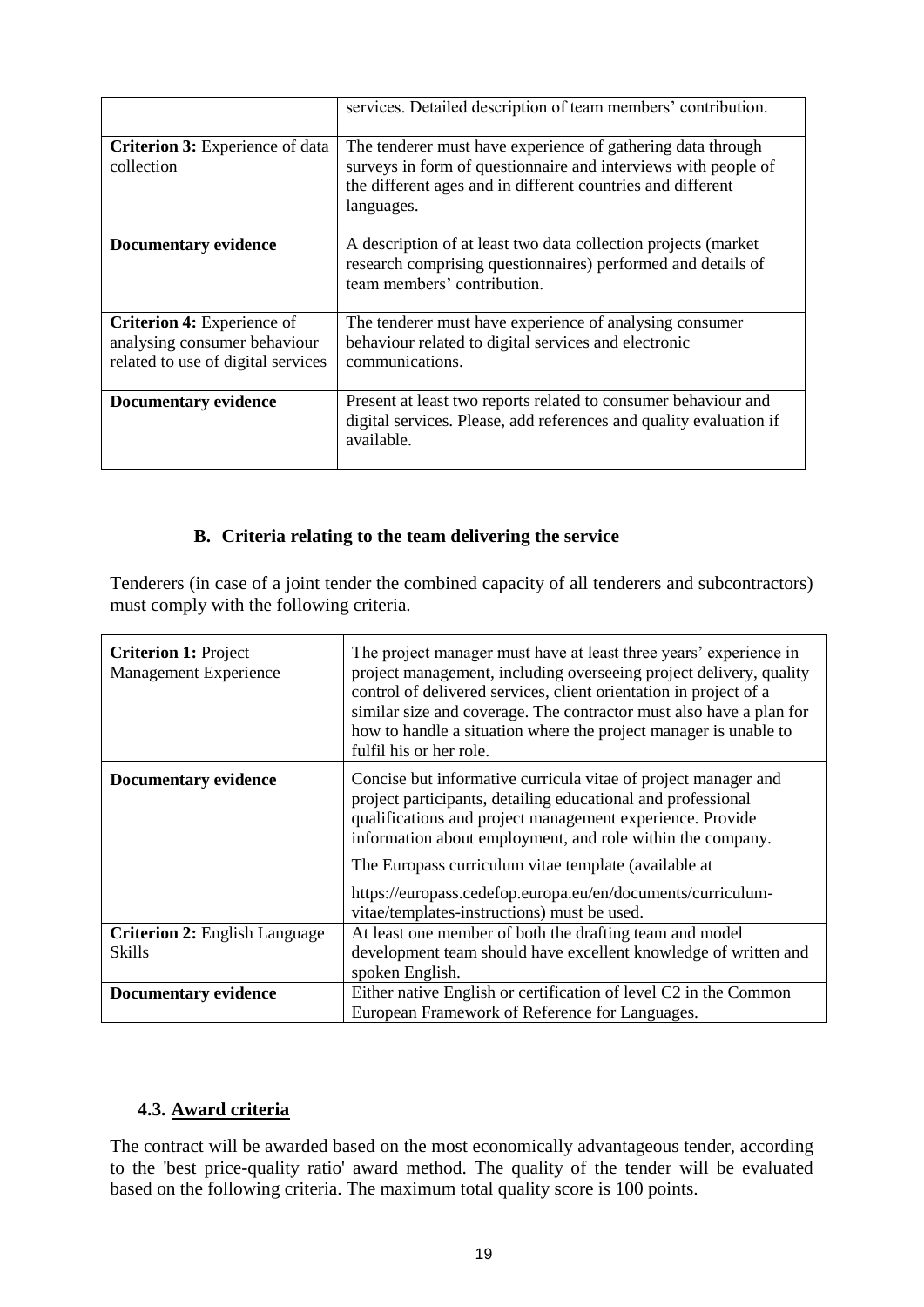| | |
|---|---|
| | services. Detailed description of team members' contribution. |
| **Criterion 3:** Experience of data collection | The tenderer must have experience of gathering data through surveys in form of questionnaire and interviews with people of the different ages and in different countries and different languages. |
| **Documentary evidence** | A description of at least two data collection projects (market research comprising questionnaires) performed and details of team members' contribution. |
| **Criterion 4:** Experience of analysing consumer behaviour related to use of digital services | The tenderer must have experience of analysing consumer behaviour related to digital services and electronic communications. |
| **Documentary evidence** | Present at least two reports related to consumer behaviour and digital services. Please, add references and quality evaluation if available. |

### B. Criteria relating to the team delivering the service

Tenderers (in case of a joint tender the combined capacity of all tenderers and subcontractors) must comply with the following criteria.

| | |
|---|---|
| **Criterion 1:** Project Management Experience | The project manager must have at least three years' experience in project management, including overseeing project delivery, quality control of delivered services, client orientation in project of a similar size and coverage. The contractor must also have a plan for how to handle a situation where the project manager is unable to fulfil his or her role. |
| **Documentary evidence** | Concise but informative curricula vitae of project manager and project participants, detailing educational and professional qualifications and project management experience. Provide information about employment, and role within the company.<br><br>The Europass curriculum vitae template (available at<br><br>https://europass.cedefop.europa.eu/en/documents/curriculum-vitae/templates-instructions) must be used. |
| **Criterion 2:** English Language Skills | At least one member of both the drafting team and model development team should have excellent knowledge of written and spoken English. |
| **Documentary evidence** | Either native English or certification of level C2 in the Common European Framework of Reference for Languages. |

### 4.3. Award criteria

The contract will be awarded based on the most economically advantageous tender, according to the 'best price-quality ratio' award method. The quality of the tender will be evaluated based on the following criteria. The maximum total quality score is 100 points.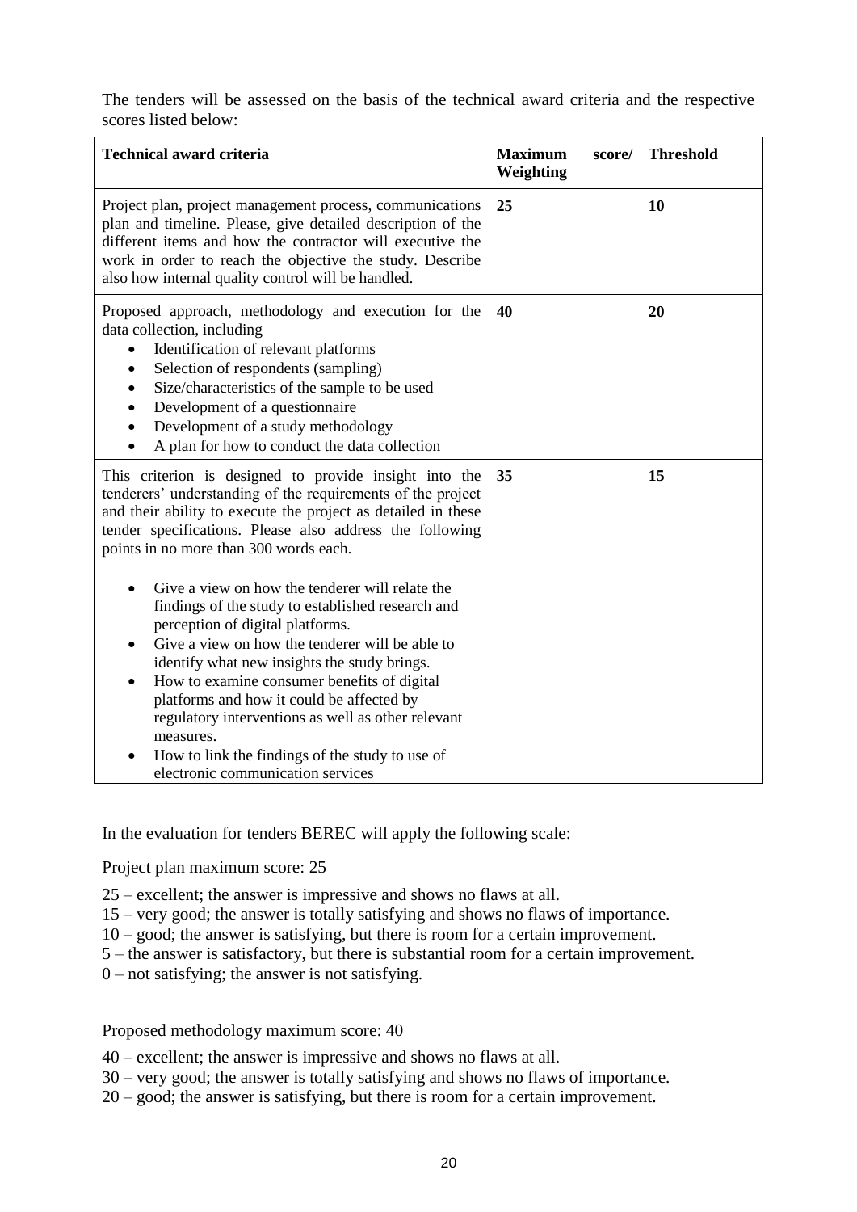The tenders will be assessed on the basis of the technical award criteria and the respective scores listed below:

| Technical award criteria | Maximum score/ Weighting | Threshold |
|---|---|---|
| Project plan, project management process, communications plan and timeline. Please, give detailed description of the different items and how the contractor will executive the work in order to reach the objective the study. Describe also how internal quality control will be handled. | **25** | **10** |
| Proposed approach, methodology and execution for the data collection, including<br>• Identification of relevant platforms<br>• Selection of respondents (sampling)<br>• Size/characteristics of the sample to be used<br>• Development of a questionnaire<br>• Development of a study methodology<br>• A plan for how to conduct the data collection | **40** | **20** |
| This criterion is designed to provide insight into the tenderers' understanding of the requirements of the project and their ability to execute the project as detailed in these tender specifications. Please also address the following points in no more than 300 words each.<br><br>• Give a view on how the tenderer will relate the findings of the study to established research and perception of digital platforms.<br>• Give a view on how the tenderer will be able to identify what new insights the study brings.<br>• How to examine consumer benefits of digital platforms and how it could be affected by regulatory interventions as well as other relevant measures.<br>• How to link the findings of the study to use of electronic communication services | **35** | **15** |

In the evaluation for tenders BEREC will apply the following scale:

Project plan maximum score: 25

25 – excellent; the answer is impressive and shows no flaws at all.
15 – very good; the answer is totally satisfying and shows no flaws of importance.
10 – good; the answer is satisfying, but there is room for a certain improvement.
5 – the answer is satisfactory, but there is substantial room for a certain improvement.
0 – not satisfying; the answer is not satisfying.

Proposed methodology maximum score: 40

40 – excellent; the answer is impressive and shows no flaws at all.
30 – very good; the answer is totally satisfying and shows no flaws of importance.
20 – good; the answer is satisfying, but there is room for a certain improvement.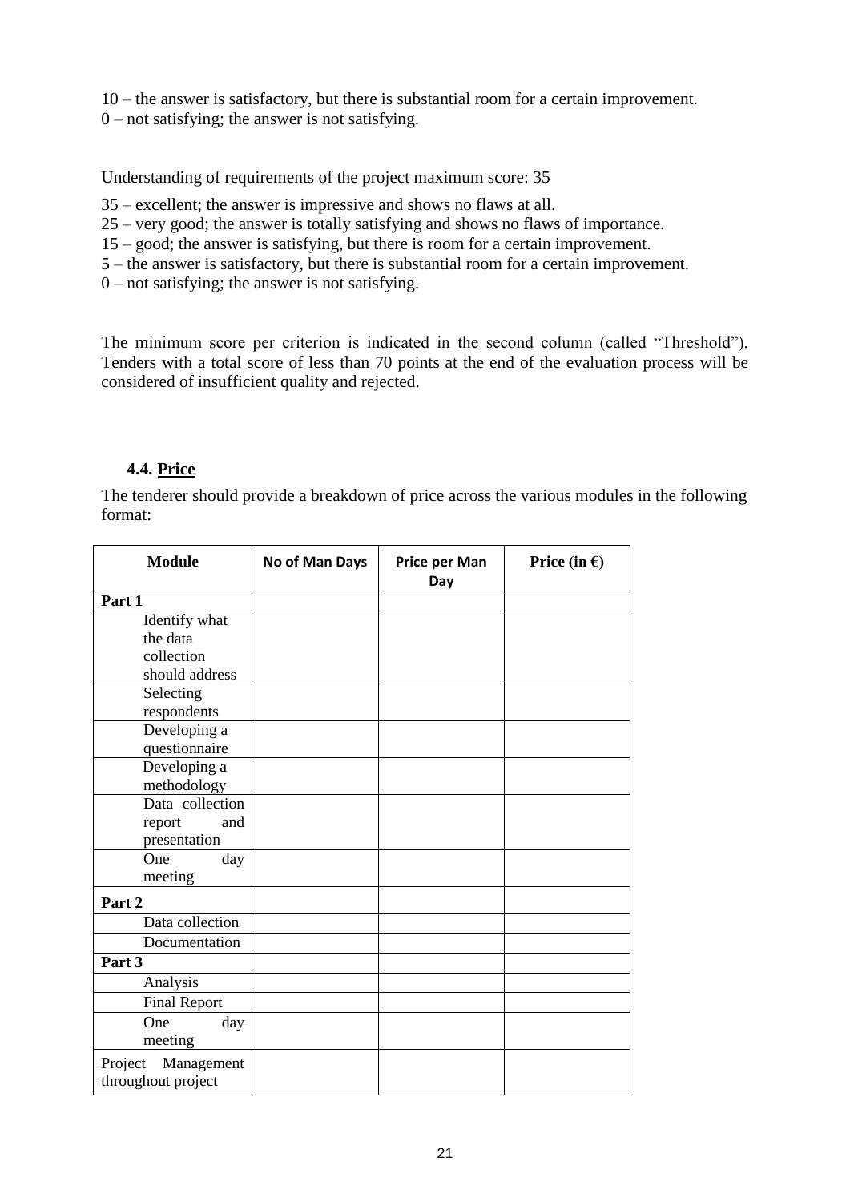10 – the answer is satisfactory, but there is substantial room for a certain improvement.
0 – not satisfying; the answer is not satisfying.

Understanding of requirements of the project maximum score: 35

35 – excellent; the answer is impressive and shows no flaws at all.
25 – very good; the answer is totally satisfying and shows no flaws of importance.
15 – good; the answer is satisfying, but there is room for a certain improvement.
5 – the answer is satisfactory, but there is substantial room for a certain improvement.
0 – not satisfying; the answer is not satisfying.

The minimum score per criterion is indicated in the second column (called "Threshold"). Tenders with a total score of less than 70 points at the end of the evaluation process will be considered of insufficient quality and rejected.

### 4.4. Price

The tenderer should provide a breakdown of price across the various modules in the following format:

| Module | No of Man Days | Price per Man Day | Price (in €) |
|---|---|---|---|
| **Part 1** | | | |
| Identify what the data collection should address | | | |
| Selecting respondents | | | |
| Developing a questionnaire | | | |
| Developing a methodology | | | |
| Data collection report and presentation | | | |
| One day meeting | | | |
| **Part 2** | | | |
| Data collection | | | |
| Documentation | | | |
| **Part 3** | | | |
| Analysis | | | |
| Final Report | | | |
| One day meeting | | | |
| Project Management throughout project | | | |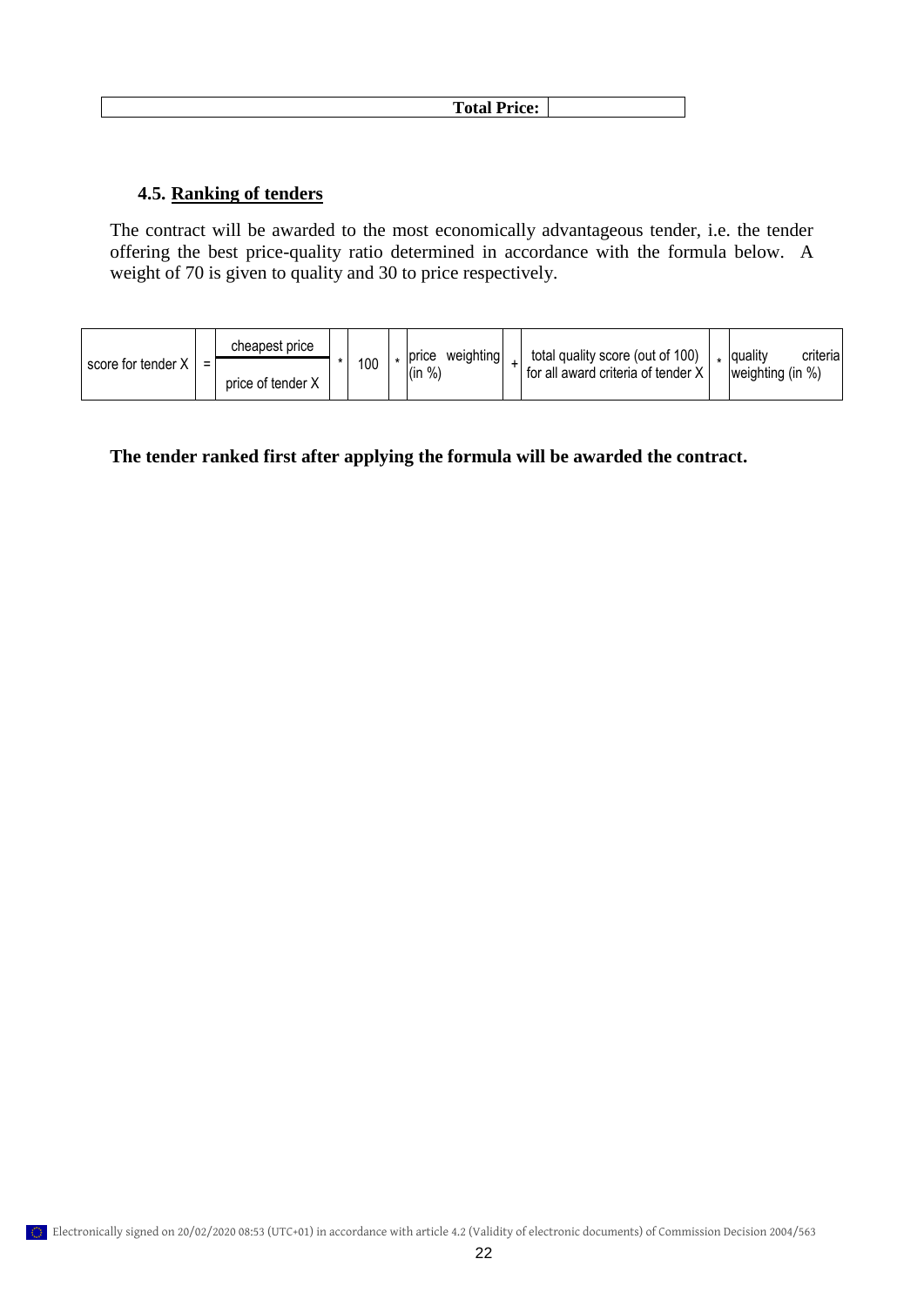| | |
|---|---|
| **Total Price:** | |

### 4.5. Ranking of tenders

The contract will be awarded to the most economically advantageous tender, i.e. the tender offering the best price-quality ratio determined in accordance with the formula below. A weight of 70 is given to quality and 30 to price respectively.

| | | | | | | | | | | |
|---|---|---|---|---|---|---|---|---|---|---|
| score for tender X | = | cheapest price / price of tender X | * | 100 | * | price weighting (in %) | + | total quality score (out of 100) for all award criteria of tender X | * | quality criteria weighting (in %) |

**The tender ranked first after applying the formula will be awarded the contract.**

Electronically signed on 20/02/2020 08:53 (UTC+01) in accordance with article 4.2 (Validity of electronic documents) of Commission Decision 2004/563